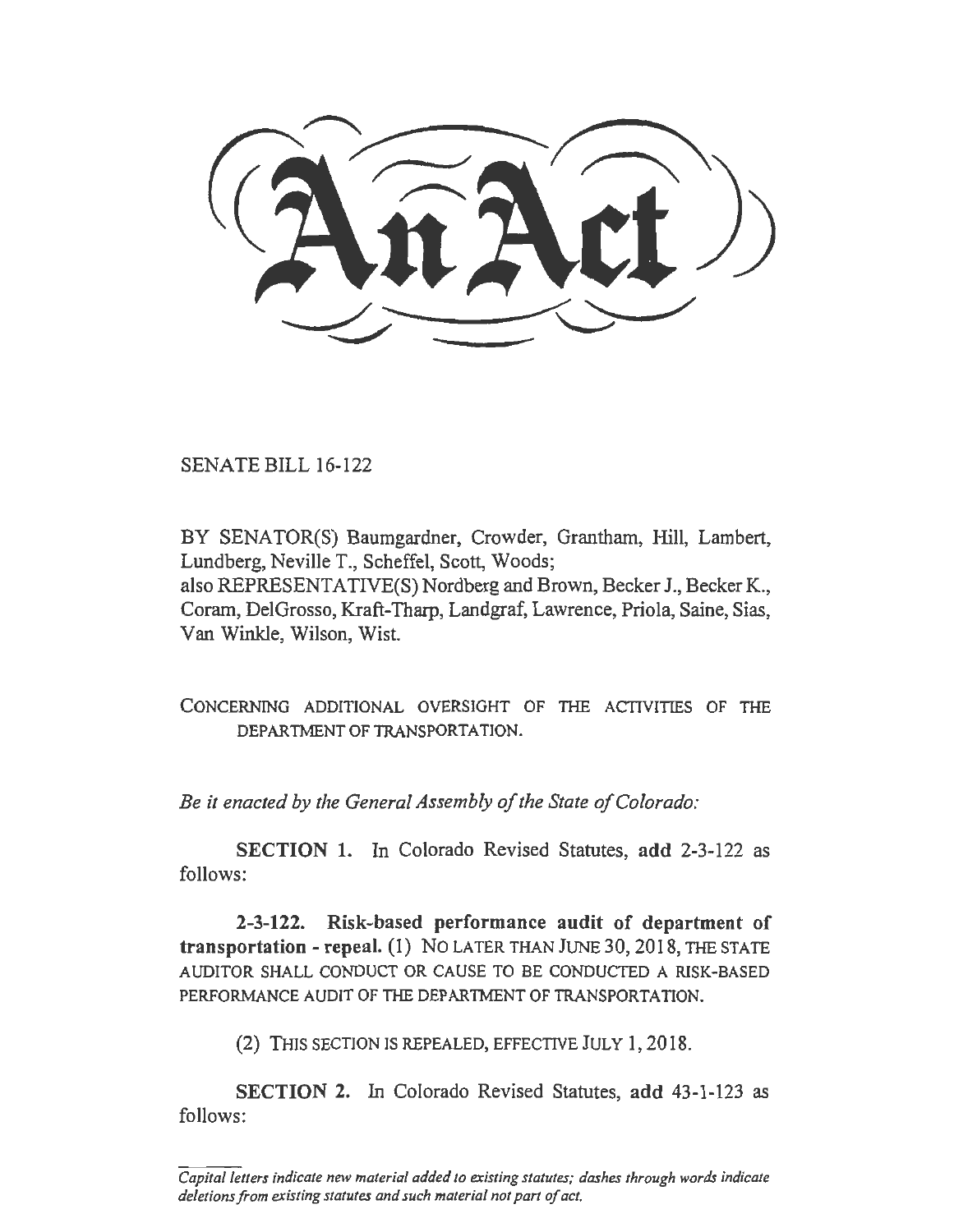# An Act

SENATE BILL 16-122

BY SENATOR(S) Baumgardner, Crowder, Grantham, Hill, Lambert, Lundberg, Neville T., Scheffel, Scott, Woods;
also REPRESENTATIVE(S) Nordberg and Brown, Becker J., Becker K., Coram, DelGrosso, Kraft-Tharp, Landgraf, Lawrence, Priola, Saine, Sias, Van Winkle, Wilson, Wist.

CONCERNING ADDITIONAL OVERSIGHT OF THE ACTIVITIES OF THE DEPARTMENT OF TRANSPORTATION.

*Be it enacted by the General Assembly of the State of Colorado:*

**SECTION 1.** In Colorado Revised Statutes, **add** 2-3-122 as follows:

**2-3-122. Risk-based performance audit of department of transportation - repeal.** (1) NO LATER THAN JUNE 30, 2018, THE STATE AUDITOR SHALL CONDUCT OR CAUSE TO BE CONDUCTED A RISK-BASED PERFORMANCE AUDIT OF THE DEPARTMENT OF TRANSPORTATION.

(2) THIS SECTION IS REPEALED, EFFECTIVE JULY 1, 2018.

**SECTION 2.** In Colorado Revised Statutes, **add** 43-1-123 as follows:

*Capital letters indicate new material added to existing statutes; dashes through words indicate deletions from existing statutes and such material not part of act.*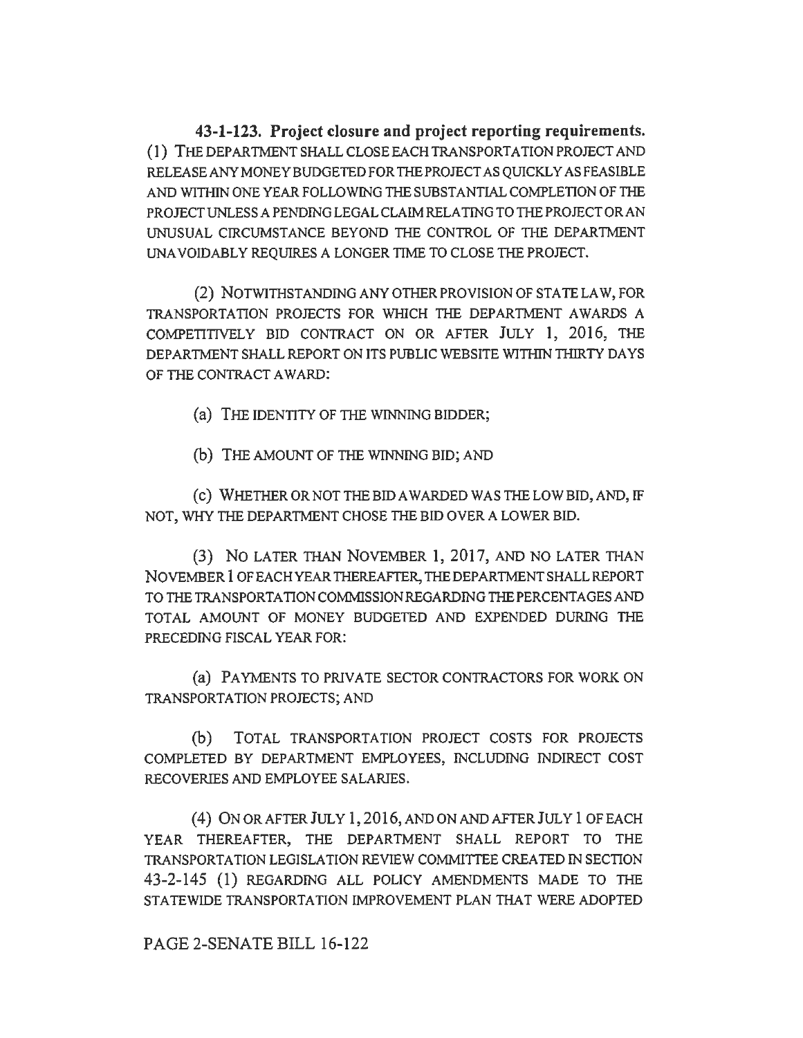**43-1-123. Project closure and project reporting requirements.** (1) THE DEPARTMENT SHALL CLOSE EACH TRANSPORTATION PROJECT AND RELEASE ANY MONEY BUDGETED FOR THE PROJECT AS QUICKLY AS FEASIBLE AND WITHIN ONE YEAR FOLLOWING THE SUBSTANTIAL COMPLETION OF THE PROJECT UNLESS A PENDING LEGAL CLAIM RELATING TO THE PROJECT OR AN UNUSUAL CIRCUMSTANCE BEYOND THE CONTROL OF THE DEPARTMENT UNAVOIDABLY REQUIRES A LONGER TIME TO CLOSE THE PROJECT.

(2) NOTWITHSTANDING ANY OTHER PROVISION OF STATE LAW, FOR TRANSPORTATION PROJECTS FOR WHICH THE DEPARTMENT AWARDS A COMPETITIVELY BID CONTRACT ON OR AFTER JULY 1, 2016, THE DEPARTMENT SHALL REPORT ON ITS PUBLIC WEBSITE WITHIN THIRTY DAYS OF THE CONTRACT AWARD:

(a) THE IDENTITY OF THE WINNING BIDDER;

(b) THE AMOUNT OF THE WINNING BID; AND

(c) WHETHER OR NOT THE BID AWARDED WAS THE LOW BID, AND, IF NOT, WHY THE DEPARTMENT CHOSE THE BID OVER A LOWER BID.

(3) NO LATER THAN NOVEMBER 1, 2017, AND NO LATER THAN NOVEMBER 1 OF EACH YEAR THEREAFTER, THE DEPARTMENT SHALL REPORT TO THE TRANSPORTATION COMMISSION REGARDING THE PERCENTAGES AND TOTAL AMOUNT OF MONEY BUDGETED AND EXPENDED DURING THE PRECEDING FISCAL YEAR FOR:

(a) PAYMENTS TO PRIVATE SECTOR CONTRACTORS FOR WORK ON TRANSPORTATION PROJECTS; AND

(b) TOTAL TRANSPORTATION PROJECT COSTS FOR PROJECTS COMPLETED BY DEPARTMENT EMPLOYEES, INCLUDING INDIRECT COST RECOVERIES AND EMPLOYEE SALARIES.

(4) ON OR AFTER JULY 1, 2016, AND ON AND AFTER JULY 1 OF EACH YEAR THEREAFTER, THE DEPARTMENT SHALL REPORT TO THE TRANSPORTATION LEGISLATION REVIEW COMMITTEE CREATED IN SECTION 43-2-145 (1) REGARDING ALL POLICY AMENDMENTS MADE TO THE STATEWIDE TRANSPORTATION IMPROVEMENT PLAN THAT WERE ADOPTED

PAGE 2-SENATE BILL 16-122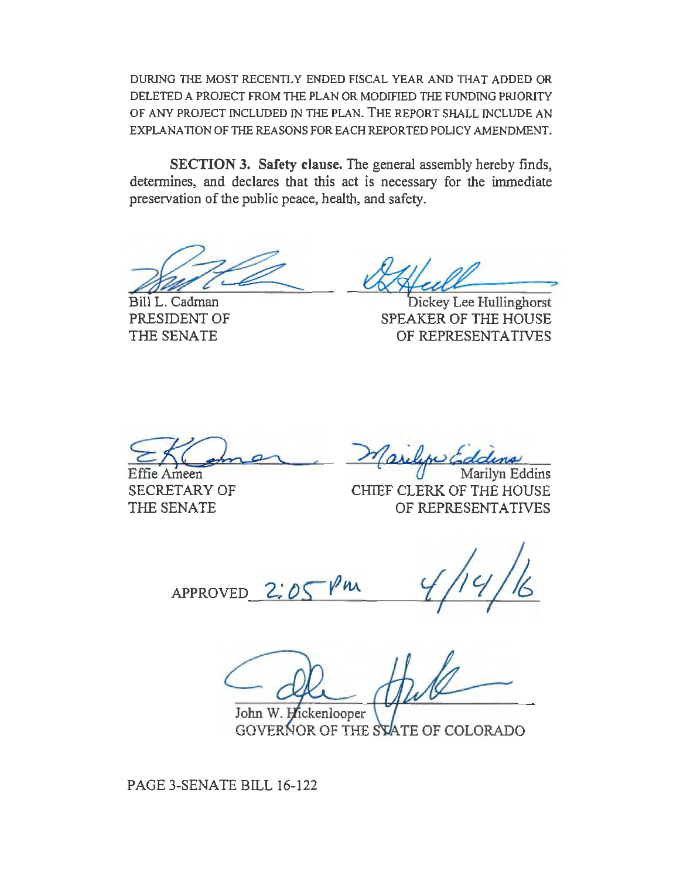DURING THE MOST RECENTLY ENDED FISCAL YEAR AND THAT ADDED OR DELETED A PROJECT FROM THE PLAN OR MODIFIED THE FUNDING PRIORITY OF ANY PROJECT INCLUDED IN THE PLAN. THE REPORT SHALL INCLUDE AN EXPLANATION OF THE REASONS FOR EACH REPORTED POLICY AMENDMENT.

**SECTION 3. Safety clause.** The general assembly hereby finds, determines, and declares that this act is necessary for the immediate preservation of the public peace, health, and safety.

Bill L. Cadman
PRESIDENT OF
THE SENATE

Dickey Lee Hullinghorst
SPEAKER OF THE HOUSE
OF REPRESENTATIVES

Effie Ameen
SECRETARY OF
THE SENATE

Marilyn Eddins
CHIEF CLERK OF THE HOUSE
OF REPRESENTATIVES

APPROVED 2:05 PM 4/14/16

John W. Hickenlooper
GOVERNOR OF THE STATE OF COLORADO

PAGE 3-SENATE BILL 16-122